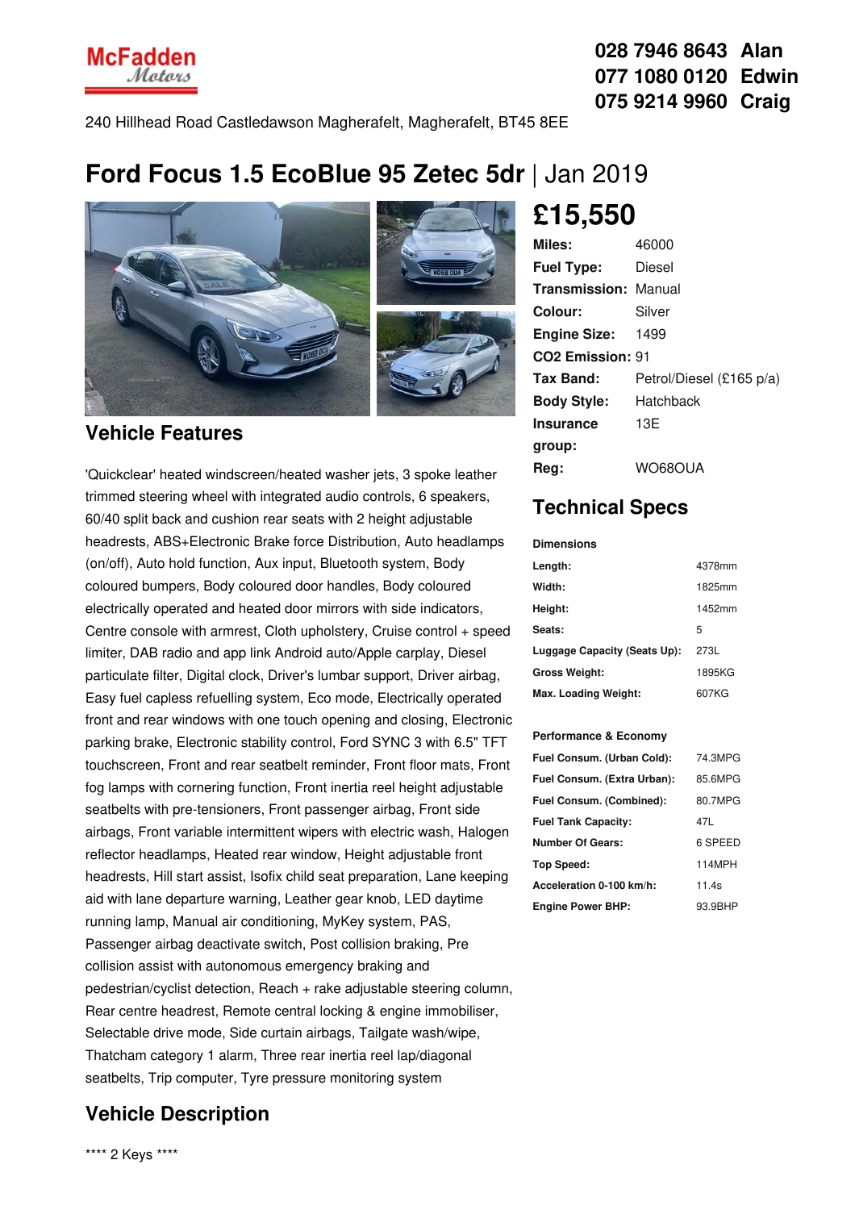McFadden Motors

028 7946 8643 Alan
077 1080 0120 Edwin
075 9214 9960 Craig

240 Hillhead Road Castledawson Magherafelt, Magherafelt, BT45 8EE

# Ford Focus 1.5 EcoBlue 95 Zetec 5dr | Jan 2019

## £15,550

| | |
|---|---|
| **Miles:** | 46000 |
| **Fuel Type:** | Diesel |
| **Transmission:** | Manual |
| **Colour:** | Silver |
| **Engine Size:** | 1499 |
| **CO2 Emission:** | 91 |
| **Tax Band:** | Petrol/Diesel (£165 p/a) |
| **Body Style:** | Hatchback |
| **Insurance group:** | 13E |
| **Reg:** | WO68OUA |

## Vehicle Features

'Quickclear' heated windscreen/heated washer jets, 3 spoke leather trimmed steering wheel with integrated audio controls, 6 speakers, 60/40 split back and cushion rear seats with 2 height adjustable headrests, ABS+Electronic Brake force Distribution, Auto headlamps (on/off), Auto hold function, Aux input, Bluetooth system, Body coloured bumpers, Body coloured door handles, Body coloured electrically operated and heated door mirrors with side indicators, Centre console with armrest, Cloth upholstery, Cruise control + speed limiter, DAB radio and app link Android auto/Apple carplay, Diesel particulate filter, Digital clock, Driver's lumbar support, Driver airbag, Easy fuel capless refuelling system, Eco mode, Electrically operated front and rear windows with one touch opening and closing, Electronic parking brake, Electronic stability control, Ford SYNC 3 with 6.5" TFT touchscreen, Front and rear seatbelt reminder, Front floor mats, Front fog lamps with cornering function, Front inertia reel height adjustable seatbelts with pre-tensioners, Front passenger airbag, Front side airbags, Front variable intermittent wipers with electric wash, Halogen reflector headlamps, Heated rear window, Height adjustable front headrests, Hill start assist, Isofix child seat preparation, Lane keeping aid with lane departure warning, Leather gear knob, LED daytime running lamp, Manual air conditioning, MyKey system, PAS, Passenger airbag deactivate switch, Post collision braking, Pre collision assist with autonomous emergency braking and pedestrian/cyclist detection, Reach + rake adjustable steering column, Rear centre headrest, Remote central locking & engine immobiliser, Selectable drive mode, Side curtain airbags, Tailgate wash/wipe, Thatcham category 1 alarm, Three rear inertia reel lap/diagonal seatbelts, Trip computer, Tyre pressure monitoring system

## Technical Specs

**Dimensions**

| | |
|---|---|
| **Length:** | 4378mm |
| **Width:** | 1825mm |
| **Height:** | 1452mm |
| **Seats:** | 5 |
| **Luggage Capacity (Seats Up):** | 273L |
| **Gross Weight:** | 1895KG |
| **Max. Loading Weight:** | 607KG |

**Performance & Economy**

| | |
|---|---|
| **Fuel Consum. (Urban Cold):** | 74.3MPG |
| **Fuel Consum. (Extra Urban):** | 85.6MPG |
| **Fuel Consum. (Combined):** | 80.7MPG |
| **Fuel Tank Capacity:** | 47L |
| **Number Of Gears:** | 6 SPEED |
| **Top Speed:** | 114MPH |
| **Acceleration 0-100 km/h:** | 11.4s |
| **Engine Power BHP:** | 93.9BHP |

## Vehicle Description

**** 2 Keys ****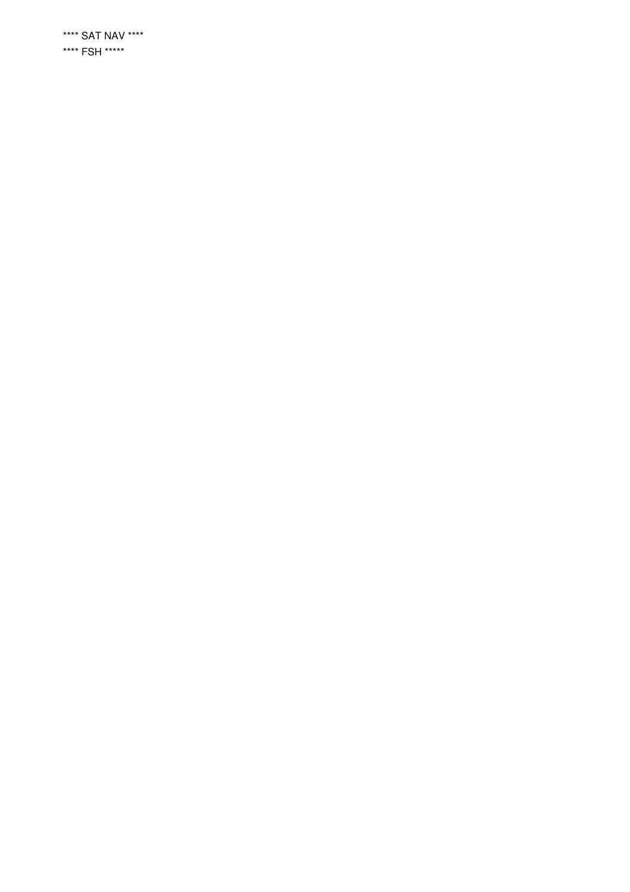**** SAT NAV ****

**** FSH *****